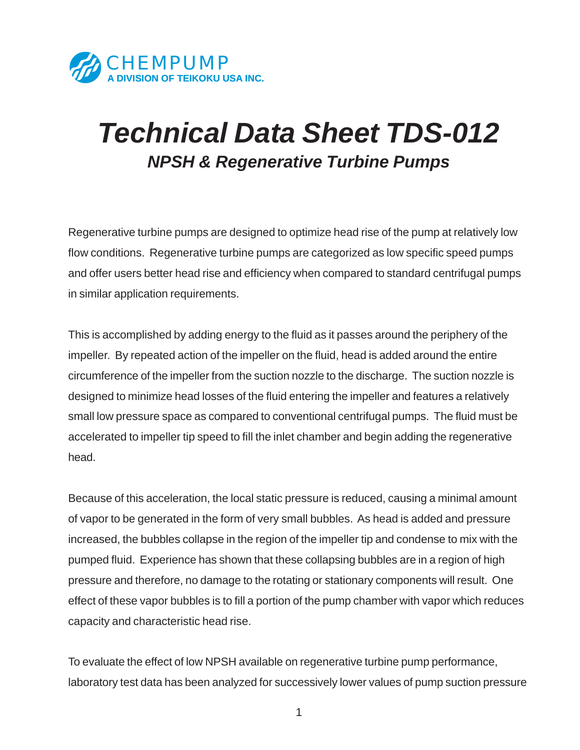CHEMPUMP
A DIVISION OF TEIKOKU USA INC.

# *Technical Data Sheet TDS-012*

## *NPSH & Regenerative Turbine Pumps*

Regenerative turbine pumps are designed to optimize head rise of the pump at relatively low flow conditions. Regenerative turbine pumps are categorized as low specific speed pumps and offer users better head rise and efficiency when compared to standard centrifugal pumps in similar application requirements.

This is accomplished by adding energy to the fluid as it passes around the periphery of the impeller. By repeated action of the impeller on the fluid, head is added around the entire circumference of the impeller from the suction nozzle to the discharge. The suction nozzle is designed to minimize head losses of the fluid entering the impeller and features a relatively small low pressure space as compared to conventional centrifugal pumps. The fluid must be accelerated to impeller tip speed to fill the inlet chamber and begin adding the regenerative head.

Because of this acceleration, the local static pressure is reduced, causing a minimal amount of vapor to be generated in the form of very small bubbles. As head is added and pressure increased, the bubbles collapse in the region of the impeller tip and condense to mix with the pumped fluid. Experience has shown that these collapsing bubbles are in a region of high pressure and therefore, no damage to the rotating or stationary components will result. One effect of these vapor bubbles is to fill a portion of the pump chamber with vapor which reduces capacity and characteristic head rise.

To evaluate the effect of low NPSH available on regenerative turbine pump performance, laboratory test data has been analyzed for successively lower values of pump suction pressure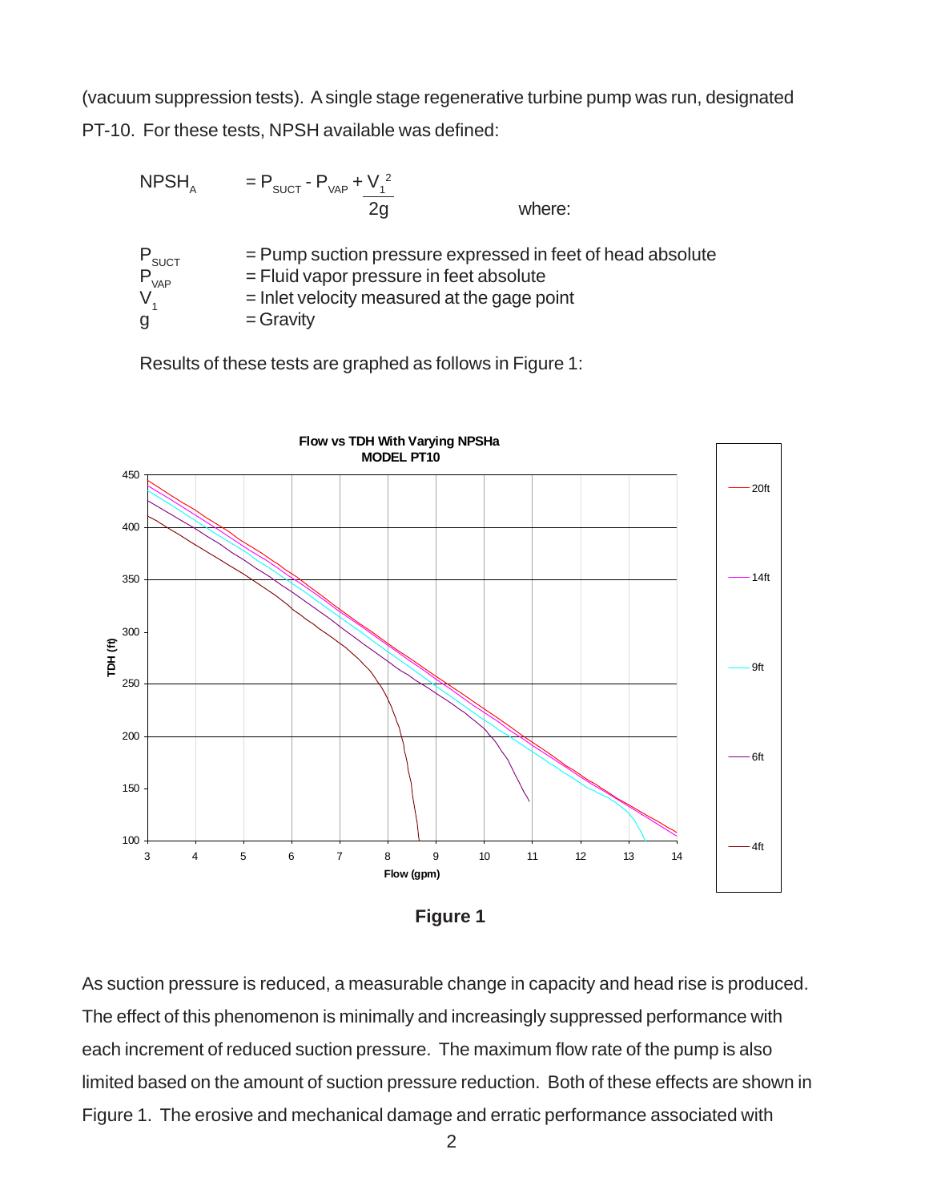(vacuum suppression tests). A single stage regenerative turbine pump was run, designated PT-10. For these tests, NPSH available was defined:

$$NPSH_A = P_{SUCT} - P_{VAP} + \frac{V_1^2}{2g} \qquad \text{where:}$$

- $P_{SUCT}$ = Pump suction pressure expressed in feet of head absolute
- $P_{VAP}$ = Fluid vapor pressure in feet absolute
- $V_1$ = Inlet velocity measured at the gage point
- $g$ = Gravity

Results of these tests are graphed as follows in Figure 1:

**Figure 1**

As suction pressure is reduced, a measurable change in capacity and head rise is produced. The effect of this phenomenon is minimally and increasingly suppressed performance with each increment of reduced suction pressure. The maximum flow rate of the pump is also limited based on the amount of suction pressure reduction. Both of these effects are shown in Figure 1. The erosive and mechanical damage and erratic performance associated with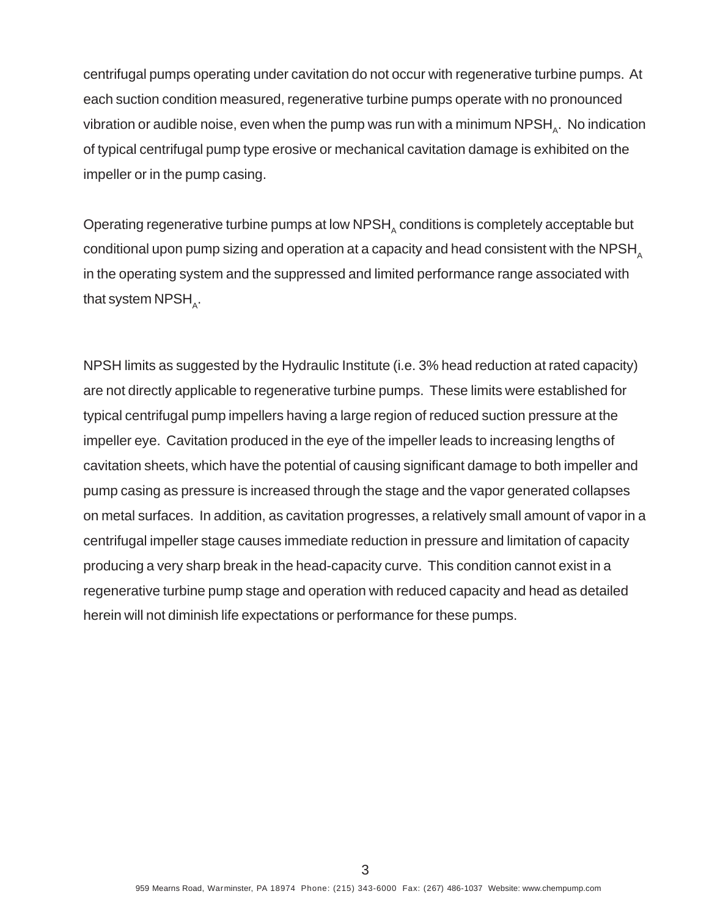centrifugal pumps operating under cavitation do not occur with regenerative turbine pumps. At each suction condition measured, regenerative turbine pumps operate with no pronounced vibration or audible noise, even when the pump was run with a minimum $NPSH_A$. No indication of typical centrifugal pump type erosive or mechanical cavitation damage is exhibited on the impeller or in the pump casing.

Operating regenerative turbine pumps at low $NPSH_A$ conditions is completely acceptable but conditional upon pump sizing and operation at a capacity and head consistent with the $NPSH_A$ in the operating system and the suppressed and limited performance range associated with that system $NPSH_A$.

NPSH limits as suggested by the Hydraulic Institute (i.e. 3% head reduction at rated capacity) are not directly applicable to regenerative turbine pumps. These limits were established for typical centrifugal pump impellers having a large region of reduced suction pressure at the impeller eye. Cavitation produced in the eye of the impeller leads to increasing lengths of cavitation sheets, which have the potential of causing significant damage to both impeller and pump casing as pressure is increased through the stage and the vapor generated collapses on metal surfaces. In addition, as cavitation progresses, a relatively small amount of vapor in a centrifugal impeller stage causes immediate reduction in pressure and limitation of capacity producing a very sharp break in the head-capacity curve. This condition cannot exist in a regenerative turbine pump stage and operation with reduced capacity and head as detailed herein will not diminish life expectations or performance for these pumps.